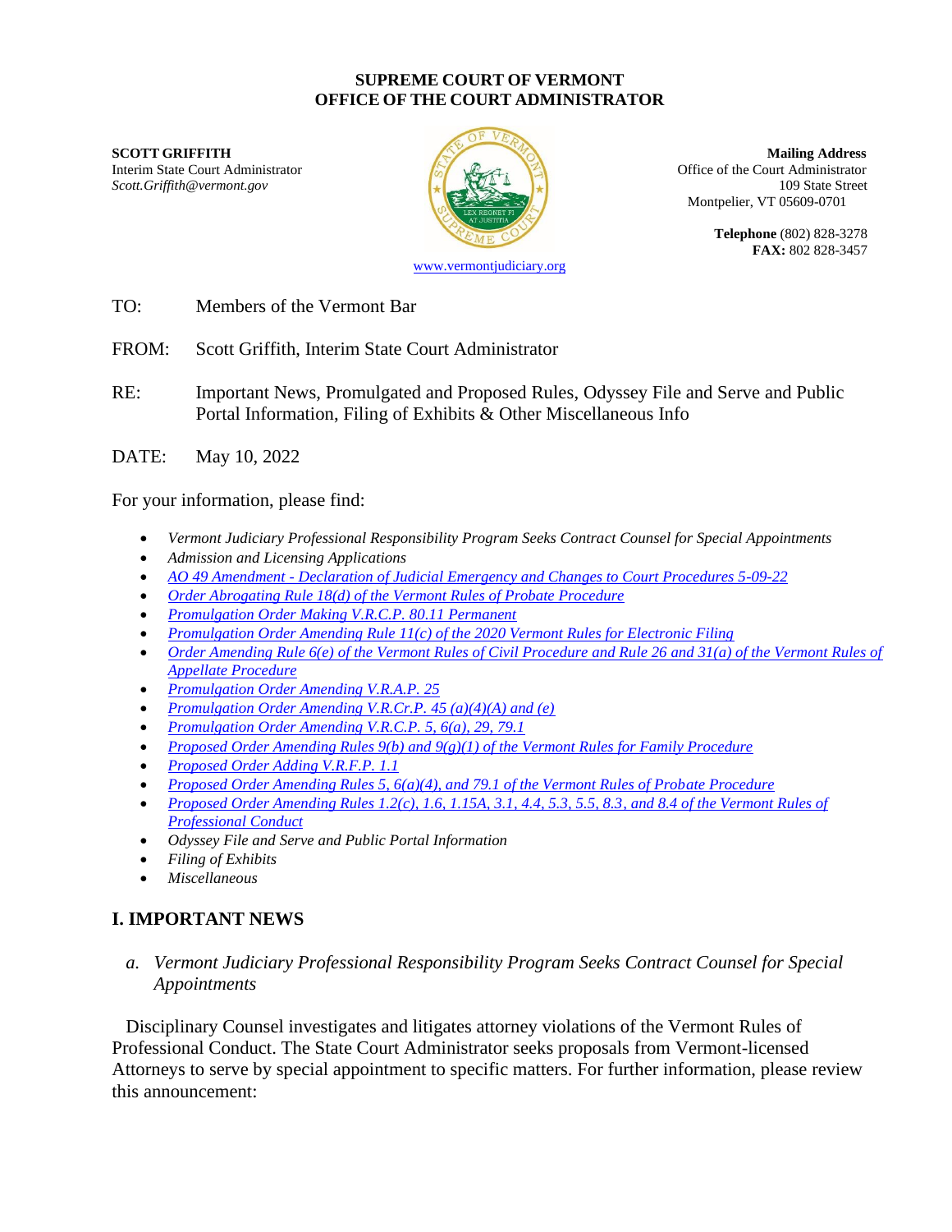**SUPREME COURT OF VERMONT**
**OFFICE OF THE COURT ADMINISTRATOR**

**SCOTT GRIFFITH**
Interim State Court Administrator
*Scott.Griffith@vermont.gov*

**Mailing Address**
Office of the Court Administrator
109 State Street
Montpelier, VT 05609-0701

**Telephone** (802) 828-3278
**FAX:** 802 828-3457

www.vermontjudiciary.org

TO: Members of the Vermont Bar

FROM: Scott Griffith, Interim State Court Administrator

RE: Important News, Promulgated and Proposed Rules, Odyssey File and Serve and Public Portal Information, Filing of Exhibits & Other Miscellaneous Info

DATE: May 10, 2022

For your information, please find:

- *Vermont Judiciary Professional Responsibility Program Seeks Contract Counsel for Special Appointments*
- *Admission and Licensing Applications*
- *AO 49 Amendment - Declaration of Judicial Emergency and Changes to Court Procedures 5-09-22*
- *Order Abrogating Rule 18(d) of the Vermont Rules of Probate Procedure*
- *Promulgation Order Making V.R.C.P. 80.11 Permanent*
- *Promulgation Order Amending Rule 11(c) of the 2020 Vermont Rules for Electronic Filing*
- *Order Amending Rule 6(e) of the Vermont Rules of Civil Procedure and Rule 26 and 31(a) of the Vermont Rules of Appellate Procedure*
- *Promulgation Order Amending V.R.A.P. 25*
- *Promulgation Order Amending V.R.Cr.P. 45 (a)(4)(A) and (e)*
- *Promulgation Order Amending V.R.C.P. 5, 6(a), 29, 79.1*
- *Proposed Order Amending Rules 9(b) and 9(g)(1) of the Vermont Rules for Family Procedure*
- *Proposed Order Adding V.R.F.P. 1.1*
- *Proposed Order Amending Rules 5, 6(a)(4), and 79.1 of the Vermont Rules of Probate Procedure*
- *Proposed Order Amending Rules 1.2(c), 1.6, 1.15A, 3.1, 4.4, 5.3, 5.5, 8.3, and 8.4 of the Vermont Rules of Professional Conduct*
- *Odyssey File and Serve and Public Portal Information*
- *Filing of Exhibits*
- *Miscellaneous*

## I. IMPORTANT NEWS

### *a. Vermont Judiciary Professional Responsibility Program Seeks Contract Counsel for Special Appointments*

Disciplinary Counsel investigates and litigates attorney violations of the Vermont Rules of Professional Conduct. The State Court Administrator seeks proposals from Vermont-licensed Attorneys to serve by special appointment to specific matters. For further information, please review this announcement: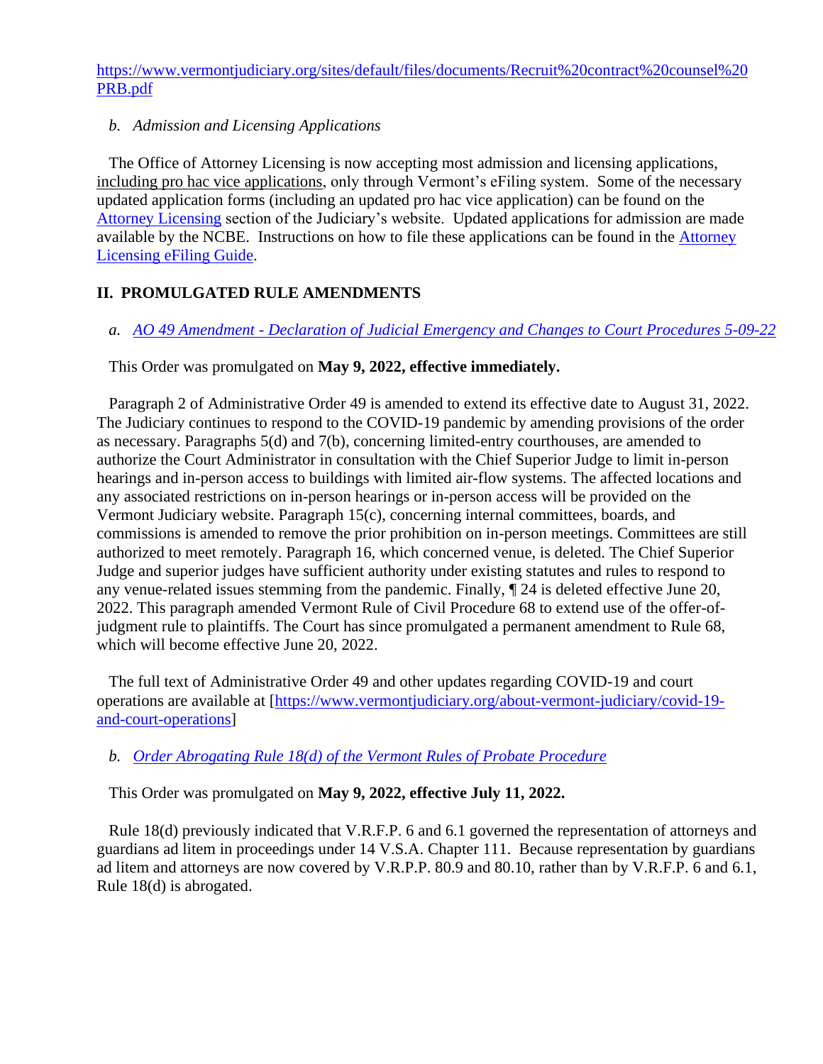https://www.vermontjudiciary.org/sites/default/files/documents/Recruit%20contract%20counsel%20PRB.pdf

*b. Admission and Licensing Applications*

The Office of Attorney Licensing is now accepting most admission and licensing applications, including pro hac vice applications, only through Vermont's eFiling system. Some of the necessary updated application forms (including an updated pro hac vice application) can be found on the Attorney Licensing section of the Judiciary's website. Updated applications for admission are made available by the NCBE. Instructions on how to file these applications can be found in the Attorney Licensing eFiling Guide.

## II. PROMULGATED RULE AMENDMENTS

*a. AO 49 Amendment - Declaration of Judicial Emergency and Changes to Court Procedures 5-09-22*

This Order was promulgated on **May 9, 2022, effective immediately.**

Paragraph 2 of Administrative Order 49 is amended to extend its effective date to August 31, 2022. The Judiciary continues to respond to the COVID-19 pandemic by amending provisions of the order as necessary. Paragraphs 5(d) and 7(b), concerning limited-entry courthouses, are amended to authorize the Court Administrator in consultation with the Chief Superior Judge to limit in-person hearings and in-person access to buildings with limited air-flow systems. The affected locations and any associated restrictions on in-person hearings or in-person access will be provided on the Vermont Judiciary website. Paragraph 15(c), concerning internal committees, boards, and commissions is amended to remove the prior prohibition on in-person meetings. Committees are still authorized to meet remotely. Paragraph 16, which concerned venue, is deleted. The Chief Superior Judge and superior judges have sufficient authority under existing statutes and rules to respond to any venue-related issues stemming from the pandemic. Finally, ¶ 24 is deleted effective June 20, 2022. This paragraph amended Vermont Rule of Civil Procedure 68 to extend use of the offer-of-judgment rule to plaintiffs. The Court has since promulgated a permanent amendment to Rule 68, which will become effective June 20, 2022.

The full text of Administrative Order 49 and other updates regarding COVID-19 and court operations are available at [https://www.vermontjudiciary.org/about-vermont-judiciary/covid-19-and-court-operations]

*b. Order Abrogating Rule 18(d) of the Vermont Rules of Probate Procedure*

This Order was promulgated on **May 9, 2022, effective July 11, 2022.**

Rule 18(d) previously indicated that V.R.F.P. 6 and 6.1 governed the representation of attorneys and guardians ad litem in proceedings under 14 V.S.A. Chapter 111. Because representation by guardians ad litem and attorneys are now covered by V.R.P.P. 80.9 and 80.10, rather than by V.R.F.P. 6 and 6.1, Rule 18(d) is abrogated.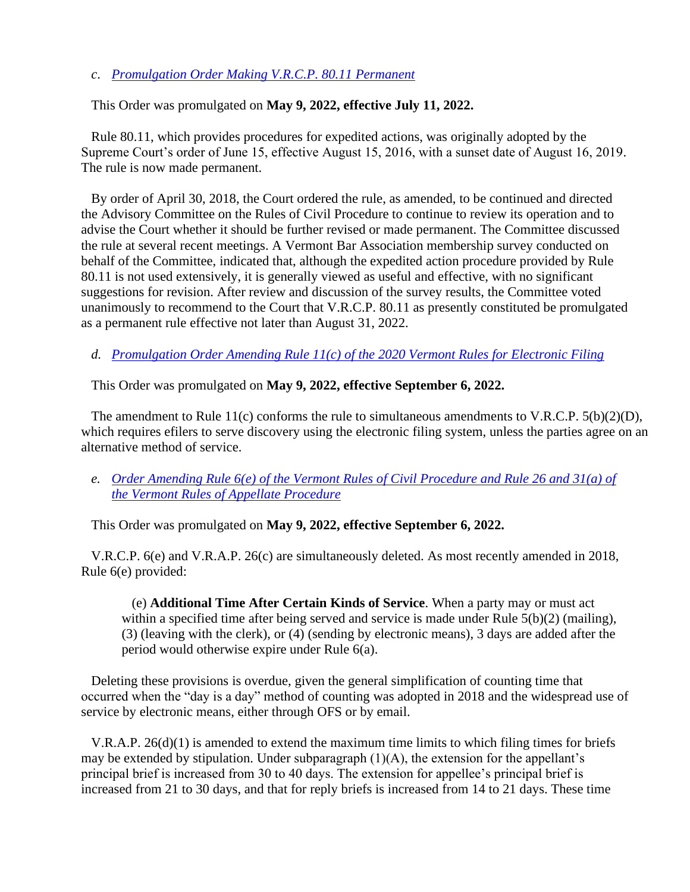*c. Promulgation Order Making V.R.C.P. 80.11 Permanent*

This Order was promulgated on **May 9, 2022, effective July 11, 2022.**

Rule 80.11, which provides procedures for expedited actions, was originally adopted by the Supreme Court's order of June 15, effective August 15, 2016, with a sunset date of August 16, 2019. The rule is now made permanent.

By order of April 30, 2018, the Court ordered the rule, as amended, to be continued and directed the Advisory Committee on the Rules of Civil Procedure to continue to review its operation and to advise the Court whether it should be further revised or made permanent. The Committee discussed the rule at several recent meetings. A Vermont Bar Association membership survey conducted on behalf of the Committee, indicated that, although the expedited action procedure provided by Rule 80.11 is not used extensively, it is generally viewed as useful and effective, with no significant suggestions for revision. After review and discussion of the survey results, the Committee voted unanimously to recommend to the Court that V.R.C.P. 80.11 as presently constituted be promulgated as a permanent rule effective not later than August 31, 2022.

*d. Promulgation Order Amending Rule 11(c) of the 2020 Vermont Rules for Electronic Filing*

This Order was promulgated on **May 9, 2022, effective September 6, 2022.**

The amendment to Rule 11(c) conforms the rule to simultaneous amendments to V.R.C.P. 5(b)(2)(D), which requires efilers to serve discovery using the electronic filing system, unless the parties agree on an alternative method of service.

*e. Order Amending Rule 6(e) of the Vermont Rules of Civil Procedure and Rule 26 and 31(a) of the Vermont Rules of Appellate Procedure*

This Order was promulgated on **May 9, 2022, effective September 6, 2022.**

V.R.C.P. 6(e) and V.R.A.P. 26(c) are simultaneously deleted. As most recently amended in 2018, Rule 6(e) provided:

> (e) **Additional Time After Certain Kinds of Service**. When a party may or must act within a specified time after being served and service is made under Rule 5(b)(2) (mailing), (3) (leaving with the clerk), or (4) (sending by electronic means), 3 days are added after the period would otherwise expire under Rule 6(a).

Deleting these provisions is overdue, given the general simplification of counting time that occurred when the "day is a day" method of counting was adopted in 2018 and the widespread use of service by electronic means, either through OFS or by email.

V.R.A.P. 26(d)(1) is amended to extend the maximum time limits to which filing times for briefs may be extended by stipulation. Under subparagraph (1)(A), the extension for the appellant's principal brief is increased from 30 to 40 days. The extension for appellee's principal brief is increased from 21 to 30 days, and that for reply briefs is increased from 14 to 21 days. These time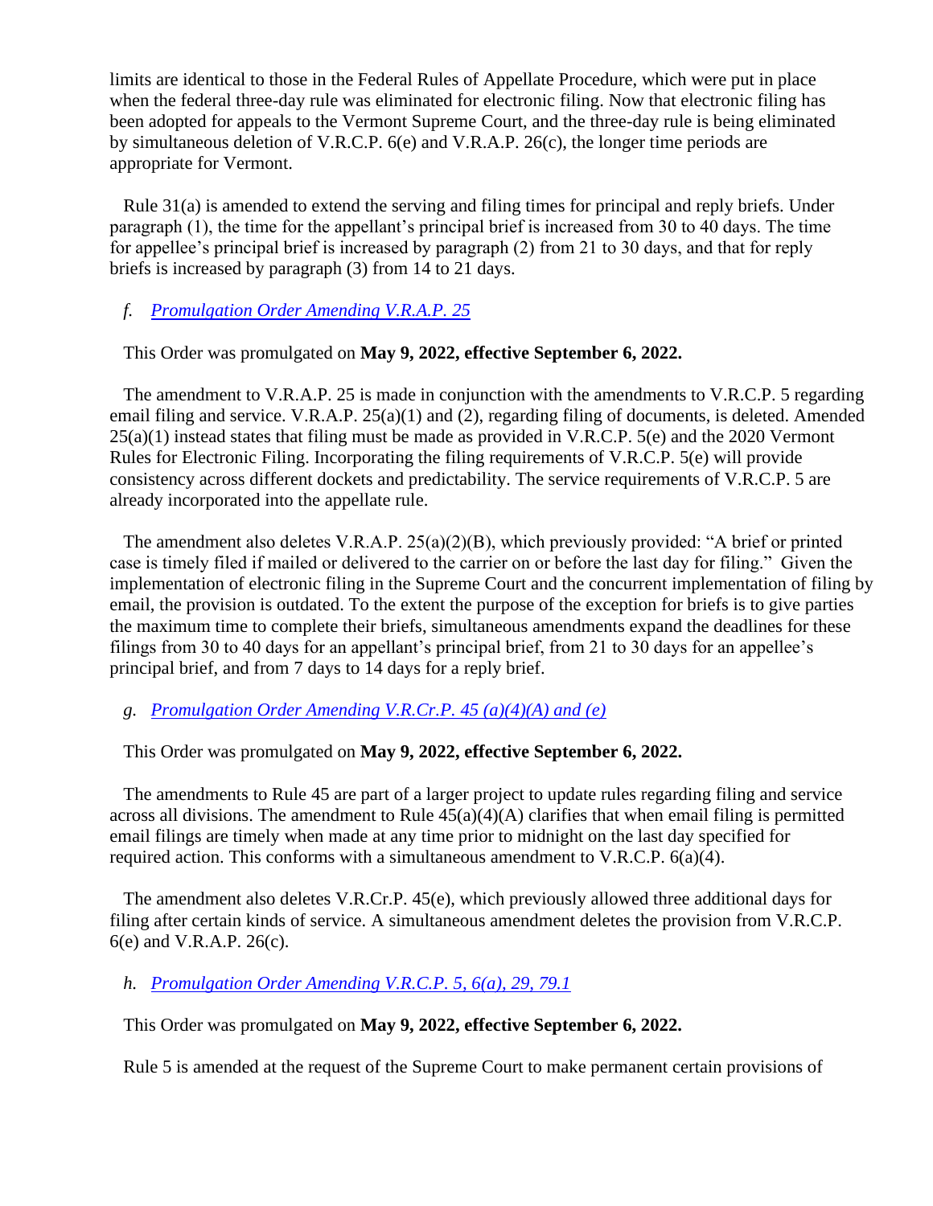limits are identical to those in the Federal Rules of Appellate Procedure, which were put in place when the federal three-day rule was eliminated for electronic filing. Now that electronic filing has been adopted for appeals to the Vermont Supreme Court, and the three-day rule is being eliminated by simultaneous deletion of V.R.C.P. 6(e) and V.R.A.P. 26(c), the longer time periods are appropriate for Vermont.

Rule 31(a) is amended to extend the serving and filing times for principal and reply briefs. Under paragraph (1), the time for the appellant's principal brief is increased from 30 to 40 days. The time for appellee's principal brief is increased by paragraph (2) from 21 to 30 days, and that for reply briefs is increased by paragraph (3) from 14 to 21 days.

*f. Promulgation Order Amending V.R.A.P. 25*

This Order was promulgated on **May 9, 2022, effective September 6, 2022.**

The amendment to V.R.A.P. 25 is made in conjunction with the amendments to V.R.C.P. 5 regarding email filing and service. V.R.A.P. 25(a)(1) and (2), regarding filing of documents, is deleted. Amended 25(a)(1) instead states that filing must be made as provided in V.R.C.P. 5(e) and the 2020 Vermont Rules for Electronic Filing. Incorporating the filing requirements of V.R.C.P. 5(e) will provide consistency across different dockets and predictability. The service requirements of V.R.C.P. 5 are already incorporated into the appellate rule.

The amendment also deletes V.R.A.P. 25(a)(2)(B), which previously provided: "A brief or printed case is timely filed if mailed or delivered to the carrier on or before the last day for filing." Given the implementation of electronic filing in the Supreme Court and the concurrent implementation of filing by email, the provision is outdated. To the extent the purpose of the exception for briefs is to give parties the maximum time to complete their briefs, simultaneous amendments expand the deadlines for these filings from 30 to 40 days for an appellant's principal brief, from 21 to 30 days for an appellee's principal brief, and from 7 days to 14 days for a reply brief.

*g. Promulgation Order Amending V.R.Cr.P. 45 (a)(4)(A) and (e)*

This Order was promulgated on **May 9, 2022, effective September 6, 2022.**

The amendments to Rule 45 are part of a larger project to update rules regarding filing and service across all divisions. The amendment to Rule 45(a)(4)(A) clarifies that when email filing is permitted email filings are timely when made at any time prior to midnight on the last day specified for required action. This conforms with a simultaneous amendment to V.R.C.P. 6(a)(4).

The amendment also deletes V.R.Cr.P. 45(e), which previously allowed three additional days for filing after certain kinds of service. A simultaneous amendment deletes the provision from V.R.C.P. 6(e) and V.R.A.P. 26(c).

*h. Promulgation Order Amending V.R.C.P. 5, 6(a), 29, 79.1*

This Order was promulgated on **May 9, 2022, effective September 6, 2022.**

Rule 5 is amended at the request of the Supreme Court to make permanent certain provisions of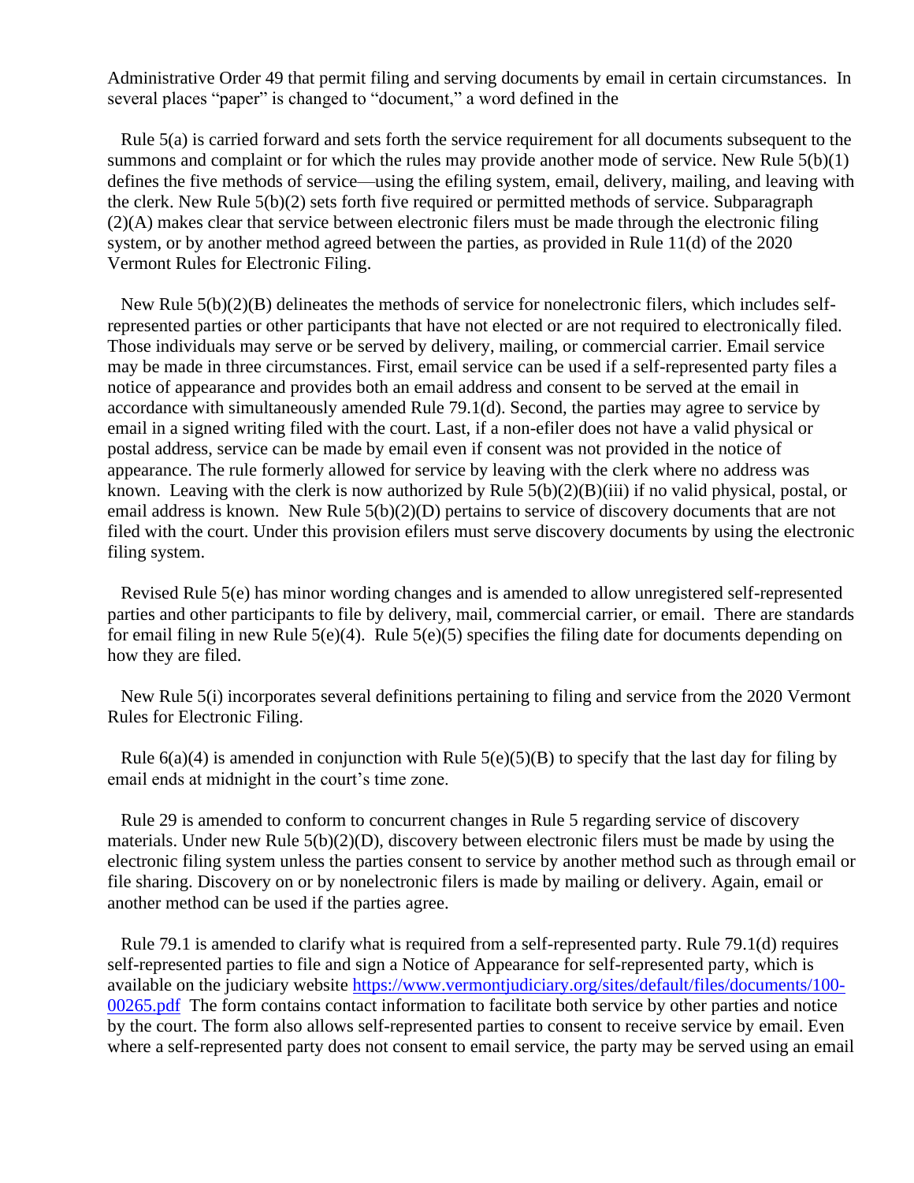Administrative Order 49 that permit filing and serving documents by email in certain circumstances. In several places "paper" is changed to "document," a word defined in the

Rule 5(a) is carried forward and sets forth the service requirement for all documents subsequent to the summons and complaint or for which the rules may provide another mode of service. New Rule 5(b)(1) defines the five methods of service—using the efiling system, email, delivery, mailing, and leaving with the clerk. New Rule 5(b)(2) sets forth five required or permitted methods of service. Subparagraph (2)(A) makes clear that service between electronic filers must be made through the electronic filing system, or by another method agreed between the parties, as provided in Rule 11(d) of the 2020 Vermont Rules for Electronic Filing.

New Rule 5(b)(2)(B) delineates the methods of service for nonelectronic filers, which includes self-represented parties or other participants that have not elected or are not required to electronically filed. Those individuals may serve or be served by delivery, mailing, or commercial carrier. Email service may be made in three circumstances. First, email service can be used if a self-represented party files a notice of appearance and provides both an email address and consent to be served at the email in accordance with simultaneously amended Rule 79.1(d). Second, the parties may agree to service by email in a signed writing filed with the court. Last, if a non-efiler does not have a valid physical or postal address, service can be made by email even if consent was not provided in the notice of appearance. The rule formerly allowed for service by leaving with the clerk where no address was known. Leaving with the clerk is now authorized by Rule 5(b)(2)(B)(iii) if no valid physical, postal, or email address is known. New Rule 5(b)(2)(D) pertains to service of discovery documents that are not filed with the court. Under this provision efilers must serve discovery documents by using the electronic filing system.

Revised Rule 5(e) has minor wording changes and is amended to allow unregistered self-represented parties and other participants to file by delivery, mail, commercial carrier, or email. There are standards for email filing in new Rule 5(e)(4). Rule 5(e)(5) specifies the filing date for documents depending on how they are filed.

New Rule 5(i) incorporates several definitions pertaining to filing and service from the 2020 Vermont Rules for Electronic Filing.

Rule 6(a)(4) is amended in conjunction with Rule 5(e)(5)(B) to specify that the last day for filing by email ends at midnight in the court's time zone.

Rule 29 is amended to conform to concurrent changes in Rule 5 regarding service of discovery materials. Under new Rule 5(b)(2)(D), discovery between electronic filers must be made by using the electronic filing system unless the parties consent to service by another method such as through email or file sharing. Discovery on or by nonelectronic filers is made by mailing or delivery. Again, email or another method can be used if the parties agree.

Rule 79.1 is amended to clarify what is required from a self-represented party. Rule 79.1(d) requires self-represented parties to file and sign a Notice of Appearance for self-represented party, which is available on the judiciary website https://www.vermontjudiciary.org/sites/default/files/documents/100-00265.pdf The form contains contact information to facilitate both service by other parties and notice by the court. The form also allows self-represented parties to consent to receive service by email. Even where a self-represented party does not consent to email service, the party may be served using an email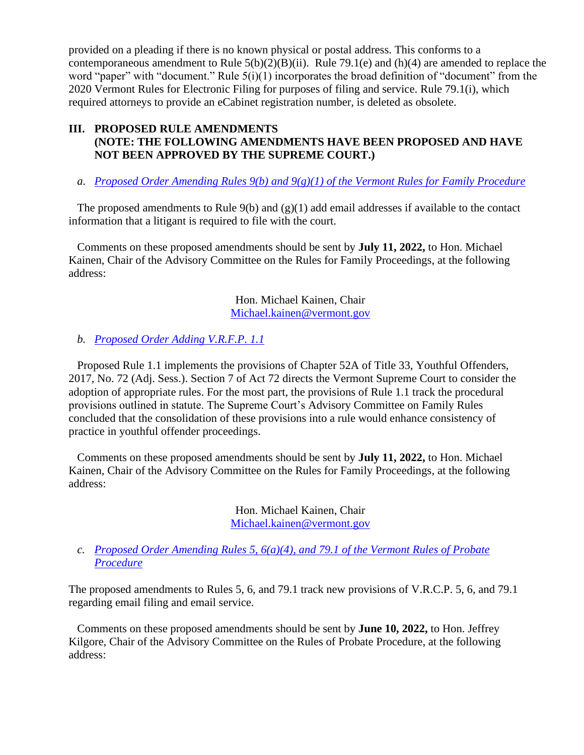provided on a pleading if there is no known physical or postal address. This conforms to a contemporaneous amendment to Rule 5(b)(2)(B)(ii). Rule 79.1(e) and (h)(4) are amended to replace the word "paper" with "document." Rule 5(i)(1) incorporates the broad definition of "document" from the 2020 Vermont Rules for Electronic Filing for purposes of filing and service. Rule 79.1(i), which required attorneys to provide an eCabinet registration number, is deleted as obsolete.

## III. PROPOSED RULE AMENDMENTS (NOTE: THE FOLLOWING AMENDMENTS HAVE BEEN PROPOSED AND HAVE NOT BEEN APPROVED BY THE SUPREME COURT.)

*a. Proposed Order Amending Rules 9(b) and 9(g)(1) of the Vermont Rules for Family Procedure*

The proposed amendments to Rule 9(b) and (g)(1) add email addresses if available to the contact information that a litigant is required to file with the court.

Comments on these proposed amendments should be sent by **July 11, 2022,** to Hon. Michael Kainen, Chair of the Advisory Committee on the Rules for Family Proceedings, at the following address:

Hon. Michael Kainen, Chair
Michael.kainen@vermont.gov

*b. Proposed Order Adding V.R.F.P. 1.1*

Proposed Rule 1.1 implements the provisions of Chapter 52A of Title 33, Youthful Offenders, 2017, No. 72 (Adj. Sess.). Section 7 of Act 72 directs the Vermont Supreme Court to consider the adoption of appropriate rules. For the most part, the provisions of Rule 1.1 track the procedural provisions outlined in statute. The Supreme Court's Advisory Committee on Family Rules concluded that the consolidation of these provisions into a rule would enhance consistency of practice in youthful offender proceedings.

Comments on these proposed amendments should be sent by **July 11, 2022,** to Hon. Michael Kainen, Chair of the Advisory Committee on the Rules for Family Proceedings, at the following address:

Hon. Michael Kainen, Chair
Michael.kainen@vermont.gov

*c. Proposed Order Amending Rules 5, 6(a)(4), and 79.1 of the Vermont Rules of Probate Procedure*

The proposed amendments to Rules 5, 6, and 79.1 track new provisions of V.R.C.P. 5, 6, and 79.1 regarding email filing and email service.

Comments on these proposed amendments should be sent by **June 10, 2022,** to Hon. Jeffrey Kilgore, Chair of the Advisory Committee on the Rules of Probate Procedure, at the following address: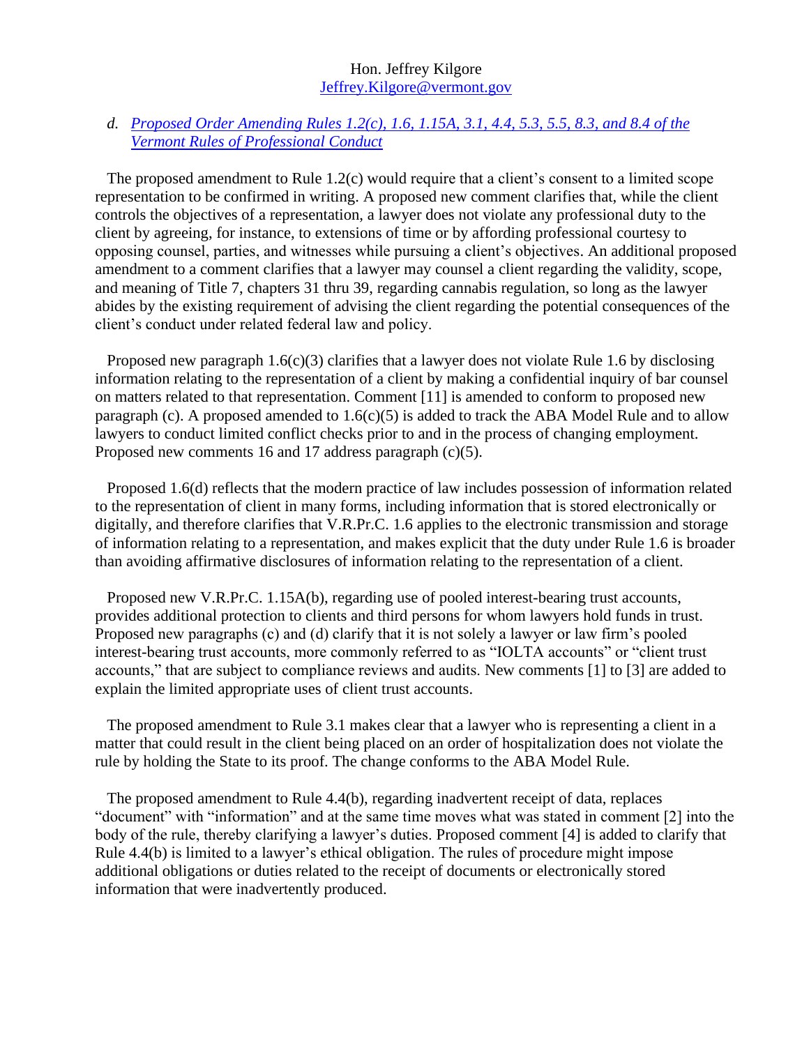Hon. Jeffrey Kilgore
Jeffrey.Kilgore@vermont.gov

*d. Proposed Order Amending Rules 1.2(c), 1.6, 1.15A, 3.1, 4.4, 5.3, 5.5, 8.3, and 8.4 of the Vermont Rules of Professional Conduct*

The proposed amendment to Rule 1.2(c) would require that a client's consent to a limited scope representation to be confirmed in writing. A proposed new comment clarifies that, while the client controls the objectives of a representation, a lawyer does not violate any professional duty to the client by agreeing, for instance, to extensions of time or by affording professional courtesy to opposing counsel, parties, and witnesses while pursuing a client's objectives. An additional proposed amendment to a comment clarifies that a lawyer may counsel a client regarding the validity, scope, and meaning of Title 7, chapters 31 thru 39, regarding cannabis regulation, so long as the lawyer abides by the existing requirement of advising the client regarding the potential consequences of the client's conduct under related federal law and policy.

Proposed new paragraph 1.6(c)(3) clarifies that a lawyer does not violate Rule 1.6 by disclosing information relating to the representation of a client by making a confidential inquiry of bar counsel on matters related to that representation. Comment [11] is amended to conform to proposed new paragraph (c). A proposed amended to 1.6(c)(5) is added to track the ABA Model Rule and to allow lawyers to conduct limited conflict checks prior to and in the process of changing employment. Proposed new comments 16 and 17 address paragraph (c)(5).

Proposed 1.6(d) reflects that the modern practice of law includes possession of information related to the representation of client in many forms, including information that is stored electronically or digitally, and therefore clarifies that V.R.Pr.C. 1.6 applies to the electronic transmission and storage of information relating to a representation, and makes explicit that the duty under Rule 1.6 is broader than avoiding affirmative disclosures of information relating to the representation of a client.

Proposed new V.R.Pr.C. 1.15A(b), regarding use of pooled interest-bearing trust accounts, provides additional protection to clients and third persons for whom lawyers hold funds in trust. Proposed new paragraphs (c) and (d) clarify that it is not solely a lawyer or law firm's pooled interest-bearing trust accounts, more commonly referred to as "IOLTA accounts" or "client trust accounts," that are subject to compliance reviews and audits. New comments [1] to [3] are added to explain the limited appropriate uses of client trust accounts.

The proposed amendment to Rule 3.1 makes clear that a lawyer who is representing a client in a matter that could result in the client being placed on an order of hospitalization does not violate the rule by holding the State to its proof. The change conforms to the ABA Model Rule.

The proposed amendment to Rule 4.4(b), regarding inadvertent receipt of data, replaces "document" with "information" and at the same time moves what was stated in comment [2] into the body of the rule, thereby clarifying a lawyer's duties. Proposed comment [4] is added to clarify that Rule 4.4(b) is limited to a lawyer's ethical obligation. The rules of procedure might impose additional obligations or duties related to the receipt of documents or electronically stored information that were inadvertently produced.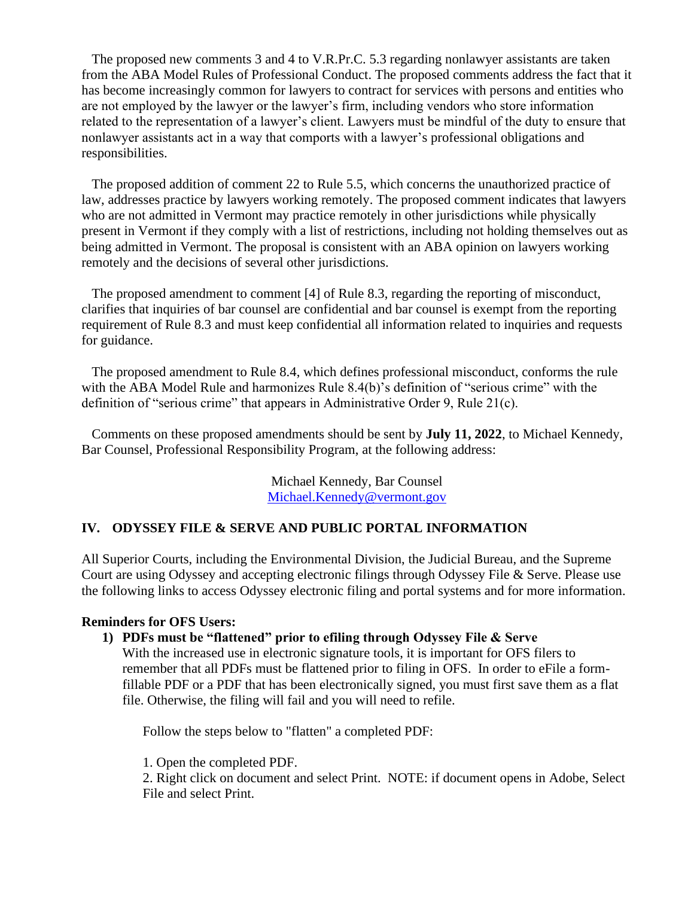The proposed new comments 3 and 4 to V.R.Pr.C. 5.3 regarding nonlawyer assistants are taken from the ABA Model Rules of Professional Conduct. The proposed comments address the fact that it has become increasingly common for lawyers to contract for services with persons and entities who are not employed by the lawyer or the lawyer's firm, including vendors who store information related to the representation of a lawyer's client. Lawyers must be mindful of the duty to ensure that nonlawyer assistants act in a way that comports with a lawyer's professional obligations and responsibilities.

The proposed addition of comment 22 to Rule 5.5, which concerns the unauthorized practice of law, addresses practice by lawyers working remotely. The proposed comment indicates that lawyers who are not admitted in Vermont may practice remotely in other jurisdictions while physically present in Vermont if they comply with a list of restrictions, including not holding themselves out as being admitted in Vermont. The proposal is consistent with an ABA opinion on lawyers working remotely and the decisions of several other jurisdictions.

The proposed amendment to comment [4] of Rule 8.3, regarding the reporting of misconduct, clarifies that inquiries of bar counsel are confidential and bar counsel is exempt from the reporting requirement of Rule 8.3 and must keep confidential all information related to inquiries and requests for guidance.

The proposed amendment to Rule 8.4, which defines professional misconduct, conforms the rule with the ABA Model Rule and harmonizes Rule 8.4(b)'s definition of "serious crime" with the definition of "serious crime" that appears in Administrative Order 9, Rule 21(c).

Comments on these proposed amendments should be sent by **July 11, 2022**, to Michael Kennedy, Bar Counsel, Professional Responsibility Program, at the following address:

Michael Kennedy, Bar Counsel
Michael.Kennedy@vermont.gov

## IV. ODYSSEY FILE & SERVE AND PUBLIC PORTAL INFORMATION

All Superior Courts, including the Environmental Division, the Judicial Bureau, and the Supreme Court are using Odyssey and accepting electronic filings through Odyssey File & Serve. Please use the following links to access Odyssey electronic filing and portal systems and for more information.

**Reminders for OFS Users:**

1) **PDFs must be "flattened" prior to efiling through Odyssey File & Serve**
   With the increased use in electronic signature tools, it is important for OFS filers to remember that all PDFs must be flattened prior to filing in OFS. In order to eFile a form-fillable PDF or a PDF that has been electronically signed, you must first save them as a flat file. Otherwise, the filing will fail and you will need to refile.

   Follow the steps below to "flatten" a completed PDF:

   1. Open the completed PDF.
   2. Right click on document and select Print. NOTE: if document opens in Adobe, Select File and select Print.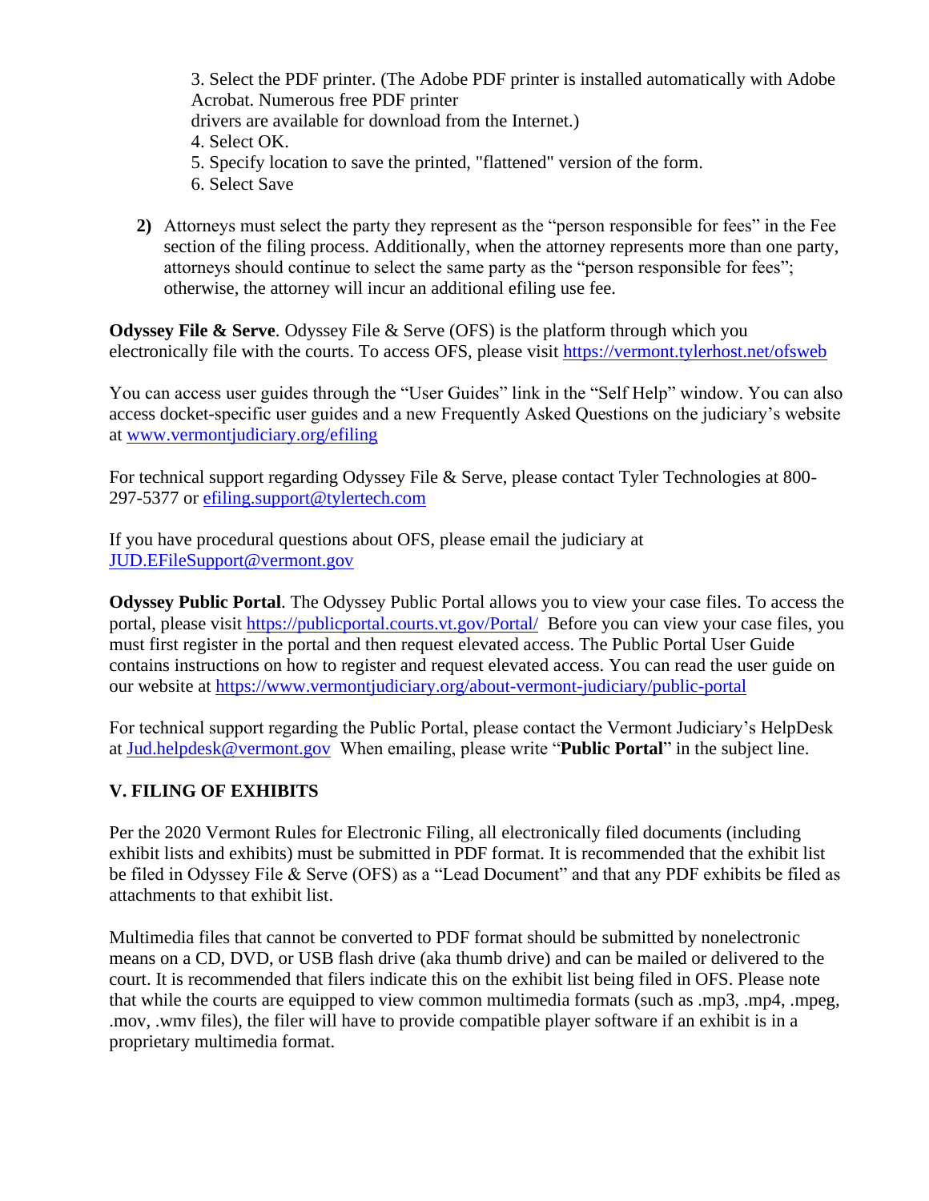3. Select the PDF printer. (The Adobe PDF printer is installed automatically with Adobe Acrobat. Numerous free PDF printer drivers are available for download from the Internet.)
4. Select OK.
5. Specify location to save the printed, "flattened" version of the form.
6. Select Save

**2)** Attorneys must select the party they represent as the "person responsible for fees" in the Fee section of the filing process. Additionally, when the attorney represents more than one party, attorneys should continue to select the same party as the "person responsible for fees"; otherwise, the attorney will incur an additional efiling use fee.

**Odyssey File & Serve**. Odyssey File & Serve (OFS) is the platform through which you electronically file with the courts. To access OFS, please visit https://vermont.tylerhost.net/ofsweb

You can access user guides through the "User Guides" link in the "Self Help" window. You can also access docket-specific user guides and a new Frequently Asked Questions on the judiciary's website at www.vermontjudiciary.org/efiling

For technical support regarding Odyssey File & Serve, please contact Tyler Technologies at 800-297-5377 or efiling.support@tylertech.com

If you have procedural questions about OFS, please email the judiciary at JUD.EFileSupport@vermont.gov

**Odyssey Public Portal**. The Odyssey Public Portal allows you to view your case files. To access the portal, please visit https://publicportal.courts.vt.gov/Portal/ Before you can view your case files, you must first register in the portal and then request elevated access. The Public Portal User Guide contains instructions on how to register and request elevated access. You can read the user guide on our website at https://www.vermontjudiciary.org/about-vermont-judiciary/public-portal

For technical support regarding the Public Portal, please contact the Vermont Judiciary's HelpDesk at Jud.helpdesk@vermont.gov When emailing, please write "**Public Portal**" in the subject line.

## V. FILING OF EXHIBITS

Per the 2020 Vermont Rules for Electronic Filing, all electronically filed documents (including exhibit lists and exhibits) must be submitted in PDF format. It is recommended that the exhibit list be filed in Odyssey File & Serve (OFS) as a "Lead Document" and that any PDF exhibits be filed as attachments to that exhibit list.

Multimedia files that cannot be converted to PDF format should be submitted by nonelectronic means on a CD, DVD, or USB flash drive (aka thumb drive) and can be mailed or delivered to the court. It is recommended that filers indicate this on the exhibit list being filed in OFS. Please note that while the courts are equipped to view common multimedia formats (such as .mp3, .mp4, .mpeg, .mov, .wmv files), the filer will have to provide compatible player software if an exhibit is in a proprietary multimedia format.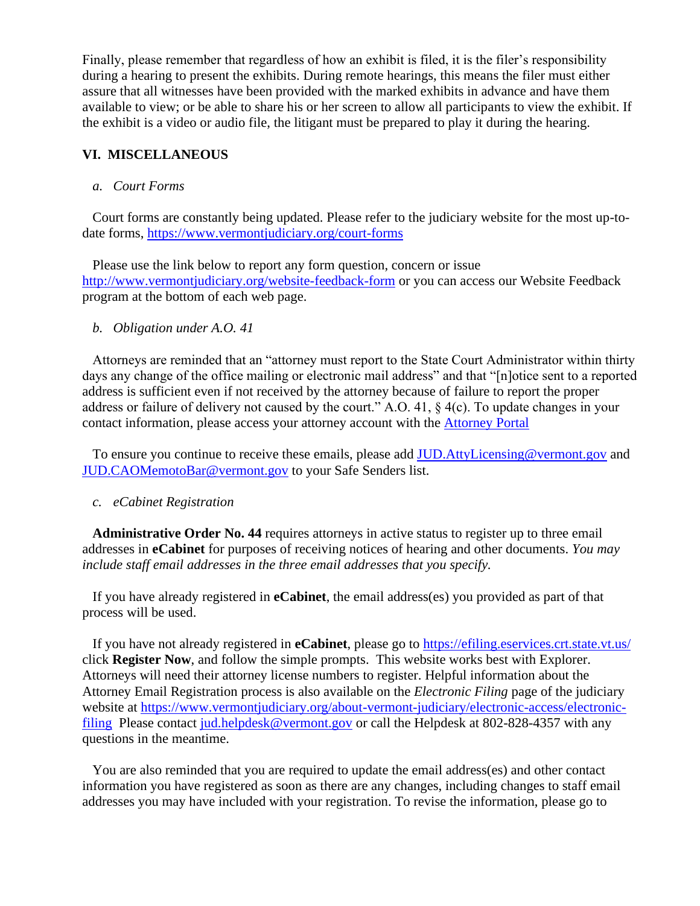Finally, please remember that regardless of how an exhibit is filed, it is the filer's responsibility during a hearing to present the exhibits. During remote hearings, this means the filer must either assure that all witnesses have been provided with the marked exhibits in advance and have them available to view; or be able to share his or her screen to allow all participants to view the exhibit. If the exhibit is a video or audio file, the litigant must be prepared to play it during the hearing.

## VI. MISCELLANEOUS

### *a. Court Forms*

Court forms are constantly being updated. Please refer to the judiciary website for the most up-to-date forms, https://www.vermontjudiciary.org/court-forms

Please use the link below to report any form question, concern or issue http://www.vermontjudiciary.org/website-feedback-form or you can access our Website Feedback program at the bottom of each web page.

### *b. Obligation under A.O. 41*

Attorneys are reminded that an "attorney must report to the State Court Administrator within thirty days any change of the office mailing or electronic mail address" and that "[n]otice sent to a reported address is sufficient even if not received by the attorney because of failure to report the proper address or failure of delivery not caused by the court." A.O. 41, § 4(c). To update changes in your contact information, please access your attorney account with the Attorney Portal

To ensure you continue to receive these emails, please add JUD.AttyLicensing@vermont.gov and JUD.CAOMemotoBar@vermont.gov to your Safe Senders list.

### *c. eCabinet Registration*

**Administrative Order No. 44** requires attorneys in active status to register up to three email addresses in **eCabinet** for purposes of receiving notices of hearing and other documents. *You may include staff email addresses in the three email addresses that you specify.*

If you have already registered in **eCabinet**, the email address(es) you provided as part of that process will be used.

If you have not already registered in **eCabinet**, please go to https://efiling.eservices.crt.state.vt.us/ click **Register Now**, and follow the simple prompts. This website works best with Explorer. Attorneys will need their attorney license numbers to register. Helpful information about the Attorney Email Registration process is also available on the *Electronic Filing* page of the judiciary website at https://www.vermontjudiciary.org/about-vermont-judiciary/electronic-access/electronic-filing Please contact jud.helpdesk@vermont.gov or call the Helpdesk at 802-828-4357 with any questions in the meantime.

You are also reminded that you are required to update the email address(es) and other contact information you have registered as soon as there are any changes, including changes to staff email addresses you may have included with your registration. To revise the information, please go to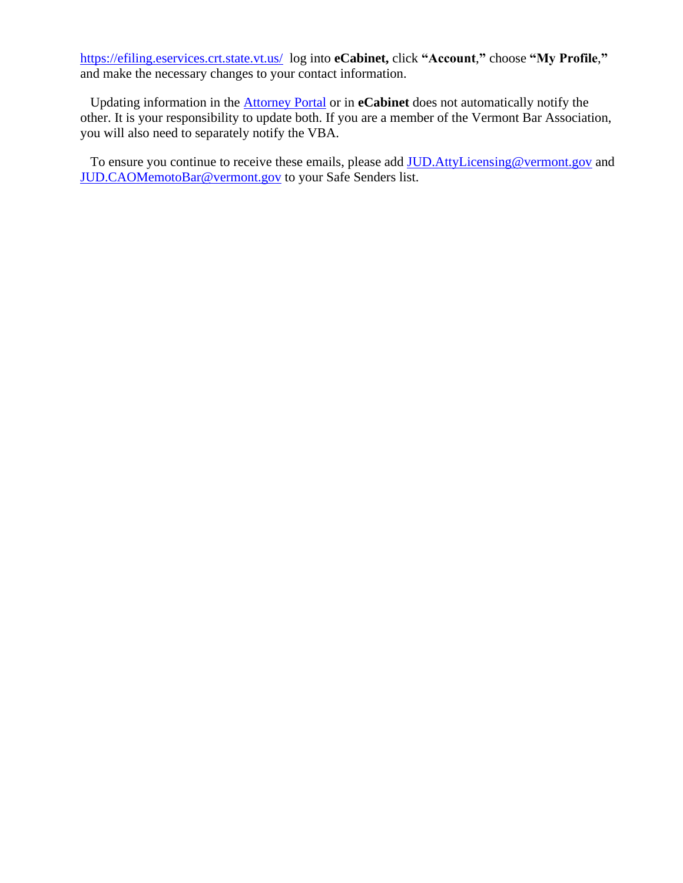https://efiling.eservices.crt.state.vt.us/ log into **eCabinet,** click **"Account**,**"** choose **"My Profile**,**"** and make the necessary changes to your contact information.

Updating information in the Attorney Portal or in **eCabinet** does not automatically notify the other. It is your responsibility to update both. If you are a member of the Vermont Bar Association, you will also need to separately notify the VBA.

To ensure you continue to receive these emails, please add JUD.AttyLicensing@vermont.gov and JUD.CAOMemotoBar@vermont.gov to your Safe Senders list.